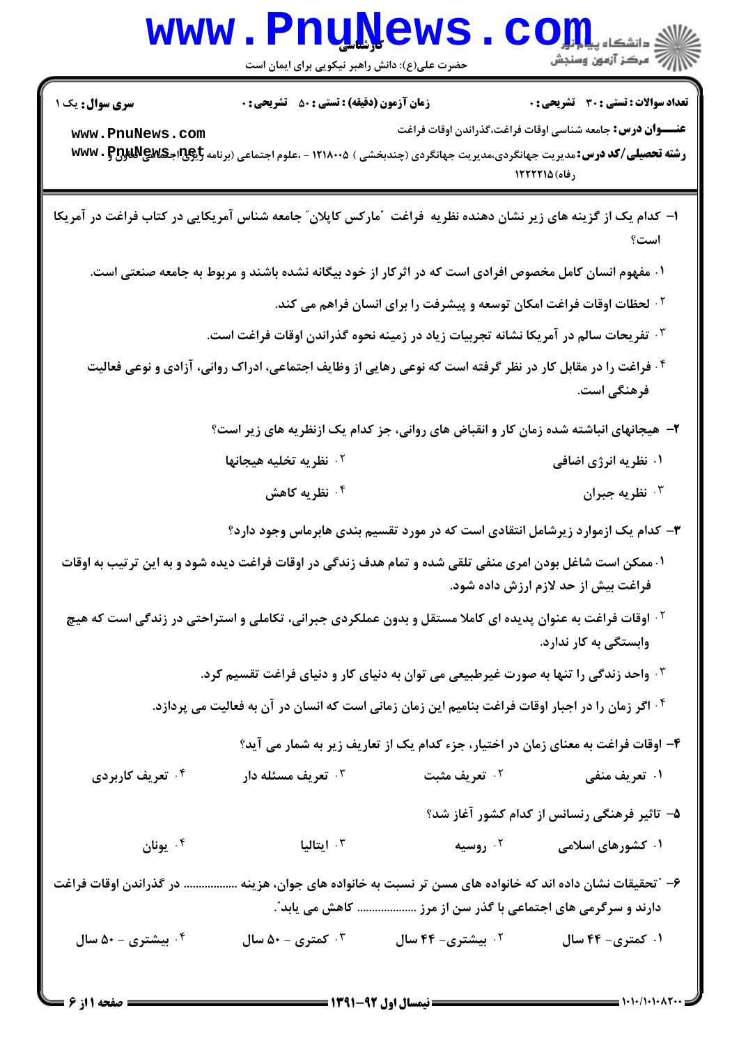کارشناسی

حضرت علی(ع): دانش راهبر نیکویی برای ایمان است

دانشگاه پیام نور
مرکز آزمون وسنجش

**سری سوال:** یک ۱

**زمان آزمون (دقیقه) : تستی : ۵۰ تشریحی : ۰**

**تعداد سوالات : تستی : ۳۰ تشریحی : ۰**

**عنـــوان درس:** جامعه شناسی اوقات فراغت،گذراندن اوقات فراغت

**رشته تحصیلی/کد درس:** مدیریت جهانگردی،مدیریت جهانگردی (چندبخشی ) ۱۲۱۸۰۰۵ - ،علوم اجتماعی (برنامه ریزی اجتماعی تعاون و رفاه) ۱۲۲۲۲۱۵

۱- کدام یک از گزینه های زیر نشان دهنده نظریه فراغت "مارکس کاپلان" جامعه شناس آمریکایی در کتاب فراغت در آمریکا است؟

۱. مفهوم انسان کامل مخصوص افرادی است که در اثرکار از خود بیگانه نشده باشند و مربوط به جامعه صنعتی است.

۲. لحظات اوقات فراغت امکان توسعه و پیشرفت را برای انسان فراهم می کند.

۳. تفریحات سالم در آمریکا نشانه تجربیات زیاد در زمینه نحوه گذراندن اوقات فراغت است.

۴. فراغت را در مقابل کار در نظر گرفته است که نوعی رهایی از وظایف اجتماعی، ادراک روانی، آزادی و نوعی فعالیت فرهنگی است.

۲- هیجانهای انباشته شده زمان کار و انقباض های روانی، جز کدام یک ازنظریه های زیر است؟

۱. نظریه انرژی اضافی

۲. نظریه تخلیه هیجانها

۳. نظریه جبران

۴. نظریه کاهش

۳- کدام یک ازموارد زیرشامل انتقادی است که در مورد تقسیم بندی هابرماس وجود دارد؟

۱. ممکن است شاغل بودن امری منفی تلقی شده و تمام هدف زندگی در اوقات فراغت دیده شود و به این ترتیب به اوقات فراغت بیش از حد لازم ارزش داده شود.

۲. اوقات فراغت به عنوان پدیده ای کاملا مستقل و بدون عملکردی جبرانی، تکاملی و استراحتی در زندگی است که هیچ وابستگی به کار ندارد.

۳. واحد زندگی را تنها به صورت غیرطبیعی می توان به دنیای کار و دنیای فراغت تقسیم کرد.

۴. اگر زمان را در اجبار اوقات فراغت بنامیم این زمان زمانی است که انسان در آن به فعالیت می پردازد.

۴- اوقات فراغت به معنای زمان در اختیار، جزء کدام یک از تعاریف زیر به شمار می آید؟

۱. تعریف منفی

۲. تعریف مثبت

۳. تعریف مسئله دار

۴. تعریف کاربردی

۵- تاثیر فرهنگی رنسانس از کدام کشور آغاز شد؟

۱. کشورهای اسلامی

۲. روسیه

۳. ایتالیا

۴. یونان

۶- "تحقیقات نشان داده اند که خانواده های مسن تر نسبت به خانواده های جوان، هزینه ................. در گذراندن اوقات فراغت دارند و سرگرمی های اجتماعی با گذر سن از مرز ................. کاهش می یابد".

۱. کمتری- ۴۴ سال

۲. بیشتری- ۴۴ سال

۳. کمتری - ۵۰ سال

۴. بیشتری - ۵۰ سال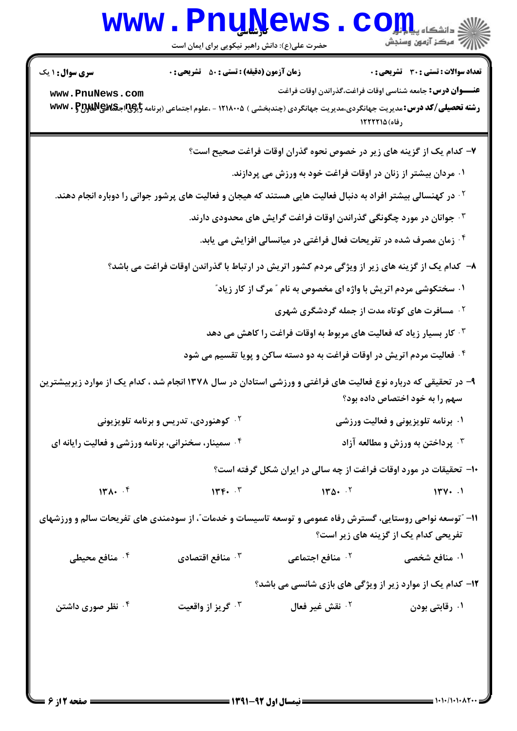۷– کدام یک از گزینه های زیر در خصوص نحوه گذران اوقات فراغت صحیح است؟

۱. مردان بیشتر از زنان در اوقات فراغت خود به ورزش می پردازند.

۲. در کهنسالی بیشتر افراد به دنبال فعالیت هایی هستند که هیجان و فعالیت های پرشور جوانی را دوباره انجام دهند.

۳. جوانان در مورد چگونگی گذراندن اوقات فراغت گرایش های محدودی دارند.

۴. زمان مصرف شده در تفریحات فعال فراغتی در میانسالی افزایش می یابد.

۸– کدام یک از گزینه های زیر از ویژگی مردم کشور اتریش در ارتباط با گذراندن اوقات فراغت می باشد؟

۱. سختکوشی مردم اتریش با واژه ای مخصوص به نام " مرگ از کار زیاد"

۲. مسافرت های کوتاه مدت از جمله گردشگری شهری

۳. کار بسیار زیاد که فعالیت های مربوط به اوقات فراغت را کاهش می دهد

۴. فعالیت مردم اتریش در اوقات فراغت به دو دسته ساکن و پویا تقسیم می شود

۹– در تحقیقی که درباره نوع فعالیت های فراغتی و ورزشی استادان در سال ۱۳۷۸ انجام شد ، کدام یک از موارد زیربیشترین سهم را به خود اختصاص داده بود؟

۱. برنامه تلویزیونی و فعالیت ورزشی

۲. کوهنوردی، تدریس و برنامه تلویزیونی

۳. پرداختن به ورزش و مطالعه آزاد

۴. سمینار، سخنرانی، برنامه ورزشی و فعالیت رایانه ای

۱۰– تحقیقات در مورد اوقات فراغت از چه سالی در ایران شکل گرفته است؟

۱. ۱۳۷۰

۲. ۱۳۵۰

۳. ۱۳۶۰

۴. ۱۳۸۰

۱۱– "توسعه نواحی روستایی، گسترش رفاه عمومی و توسعه تاسیسات و خدمات"، از سودمندی های تفریحات سالم و ورزشهای تفریحی کدام یک از گزینه های زیر است؟

۱. منافع شخصی

۲. منافع اجتماعی

۳. منافع اقتصادی

۴. منافع محیطی

۱۲– کدام یک از موارد زیر از ویژگی های بازی شانسی می باشد؟

۱. رقابتی بودن

۲. نقش غیر فعال

۳. گریز از واقعیت

۴. نظر صوری داشتن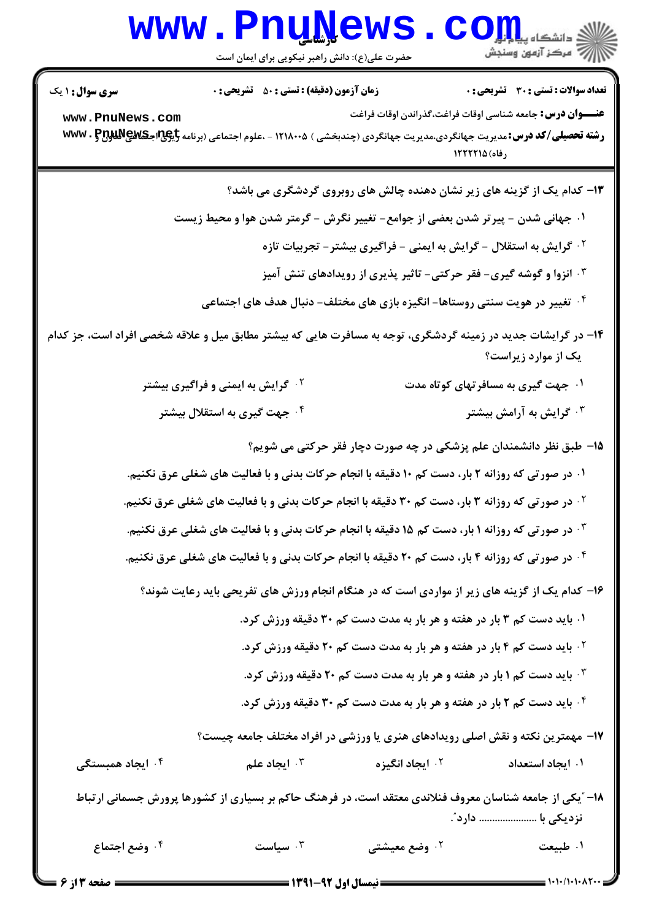**تعداد سوالات : تستی : ۳۰  تشریحی : ۰**  **زمان آزمون (دقیقه) : تستی : ۵۰  تشریحی : ۰**  **سری سوال : ۱ یک**

**عنـــوان درس :** جامعه شناسی اوقات فراغت،گذراندن اوقات فراغت

**رشته تحصیلی/کد درس :** مدیریت جهانگردی،مدیریت جهانگردی (چندبخشی ) ۱۲۱۸۰۰۵ - ،علوم اجتماعی (برنامه ریزی اجتماعی تعاون و رفاه)۱۲۲۲۲۱۵

۱۳- کدام یک از گزینه های زیر نشان دهنده چالش های روبروی گردشگری می باشد؟

۱. جهانی شدن - پیرتر شدن بعضی از جوامع- تغییر نگرش - گرمتر شدن هوا و محیط زیست

۲. گرایش به استقلال - گرایش به ایمنی - فراگیری بیشتر- تجربیات تازه

۳. انزوا و گوشه گیری- فقر حرکتی- تاثیر پذیری از رویدادهای تنش آمیز

۴. تغییر در هویت سنتی روستاها- انگیزه بازی های مختلف- دنبال هدف های اجتماعی

۱۴- در گرایشات جدید در زمینه گردشگری، توجه به مسافرت هایی که بیشتر مطابق میل و علاقه شخصی افراد است، جز کدام یک از موارد زیراست؟

۱. جهت گیری به مسافرتهای کوتاه مدت

۲. گرایش به ایمنی و فراگیری بیشتر

۳. گرایش به آرامش بیشتر

۴. جهت گیری به استقلال بیشتر

۱۵- طبق نظر دانشمندان علم پزشکی در چه صورت دچار فقر حرکتی می شویم؟

۱. در صورتی که روزانه ۲ بار، دست کم ۱۰ دقیقه با انجام حرکات بدنی و با فعالیت های شغلی عرق نکنیم.

۲. در صورتی که روزانه ۳ بار، دست کم ۳۰ دقیقه با انجام حرکات بدنی و با فعالیت های شغلی عرق نکنیم.

۳. در صورتی که روزانه ۱ بار، دست کم ۱۵ دقیقه با انجام حرکات بدنی و با فعالیت های شغلی عرق نکنیم.

۴. در صورتی که روزانه ۴ بار، دست کم ۲۰ دقیقه با انجام حرکات بدنی و با فعالیت های شغلی عرق نکنیم.

۱۶- کدام یک از گزینه های زیر از مواردی است که در هنگام انجام ورزش های تفریحی باید رعایت شوند؟

۱. باید دست کم ۳ بار در هفته و هر بار به مدت دست کم ۳۰ دقیقه ورزش کرد.

۲. باید دست کم ۴ بار در هفته و هر بار به مدت دست کم ۲۰ دقیقه ورزش کرد.

۳. باید دست کم ۱ بار در هفته و هر بار به مدت دست کم ۲۰ دقیقه ورزش کرد.

۴. باید دست کم ۲ بار در هفته و هر بار به مدت دست کم ۳۰ دقیقه ورزش کرد.

۱۷- مهمترین نکته و نقش اصلی رویدادهای هنری یا ورزشی در افراد مختلف جامعه چیست؟

۱. ایجاد استعداد  ۲. ایجاد انگیزه  ۳. ایجاد علم  ۴. ایجاد همبستگی

۱۸- "یکی از جامعه شناسان معروف فنلاندی معتقد است، در فرهنگ حاکم بر بسیاری از کشورها پرورش جسمانی ارتباط نزدیکی با .................... دارد".

۱. طبیعت  ۲. وضع معیشتی  ۳. سیاست  ۴. وضع اجتماع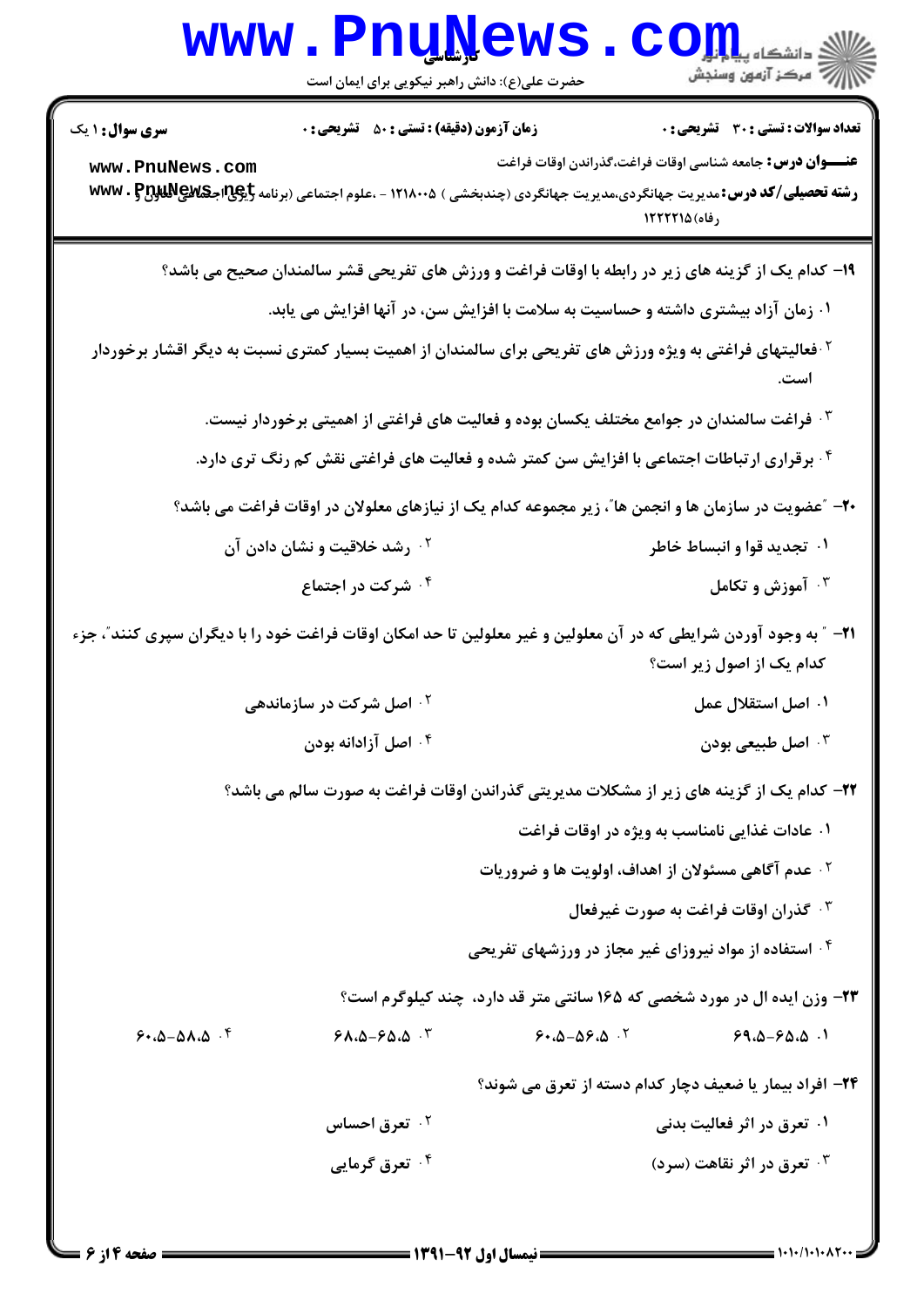۱۹- کدام یک از گزینه های زیر در رابطه با اوقات فراغت و ورزش های تفریحی قشر سالمندان صحیح می باشد؟

۱. زمان آزاد بیشتری داشته و حساسیت به سلامت به افزایش سن، در آنها افزایش می یابد.

۲. فعالیتهای فراغتی به ویژه ورزش های تفریحی برای سالمندان از اهمیت بسیار کمتری نسبت به دیگر اقشار برخوردار است.

۳. فراغت سالمندان در جوامع مختلف یکسان بوده و فعالیت های فراغتی از اهمیتی برخوردار نیست.

۴. برقراری ارتباطات اجتماعی با افزایش سن کمتر شده و فعالیت های فراغتی نقش کم رنگ تری دارد.

۲۰- "عضویت در سازمان ها و انجمن ها"، زیر مجموعه کدام یک از نیازهای معلولان در اوقات فراغت می باشد؟

۱. تجدید قوا و انبساط خاطر

۲. رشد خلاقیت و نشان دادن آن

۳. آموزش و تکامل

۴. شرکت در اجتماع

۲۱- " به وجود آوردن شرایطی که در آن معلولین و غیر معلولین تا حد امکان اوقات فراغت خود را با دیگران سپری کنند"، جزء کدام یک از اصول زیر است؟

۱. اصل استقلال عمل

۲. اصل شرکت در سازماندهی

۳. اصل طبیعی بودن

۴. اصل آزادانه بودن

۲۲- کدام یک از گزینه های زیر از مشکلات مدیریتی گذراندن اوقات فراغت به صورت سالم می باشد؟

۱. عادات غذایی نامناسب به ویژه در اوقات فراغت

۲. عدم آگاهی مسئولان از اهداف، اولویت ها و ضروریات

۳. گذران اوقات فراغت به صورت غیرفعال

۴. استفاده از مواد نیروزای غیر مجاز در ورزشهای تفریحی

۲۳- وزن ایده ال در مورد شخصی که ۱۶۵ سانتی متر قد دارد، چند کیلوگرم است؟

۱. ۶۵.۵-۶۹.۵

۲. ۵۶.۵-۶۰.۵

۳. ۶۵.۵-۶۸.۵

۴. ۵۸.۵-۶۰.۵

۲۴- افراد بیمار یا ضعیف دچار کدام دسته از تعرق می شوند؟

۱. تعرق در اثر فعالیت بدنی

۲. تعرق احساس

۳. تعرق در اثر نقاهت (سرد)

۴. تعرق گرمایی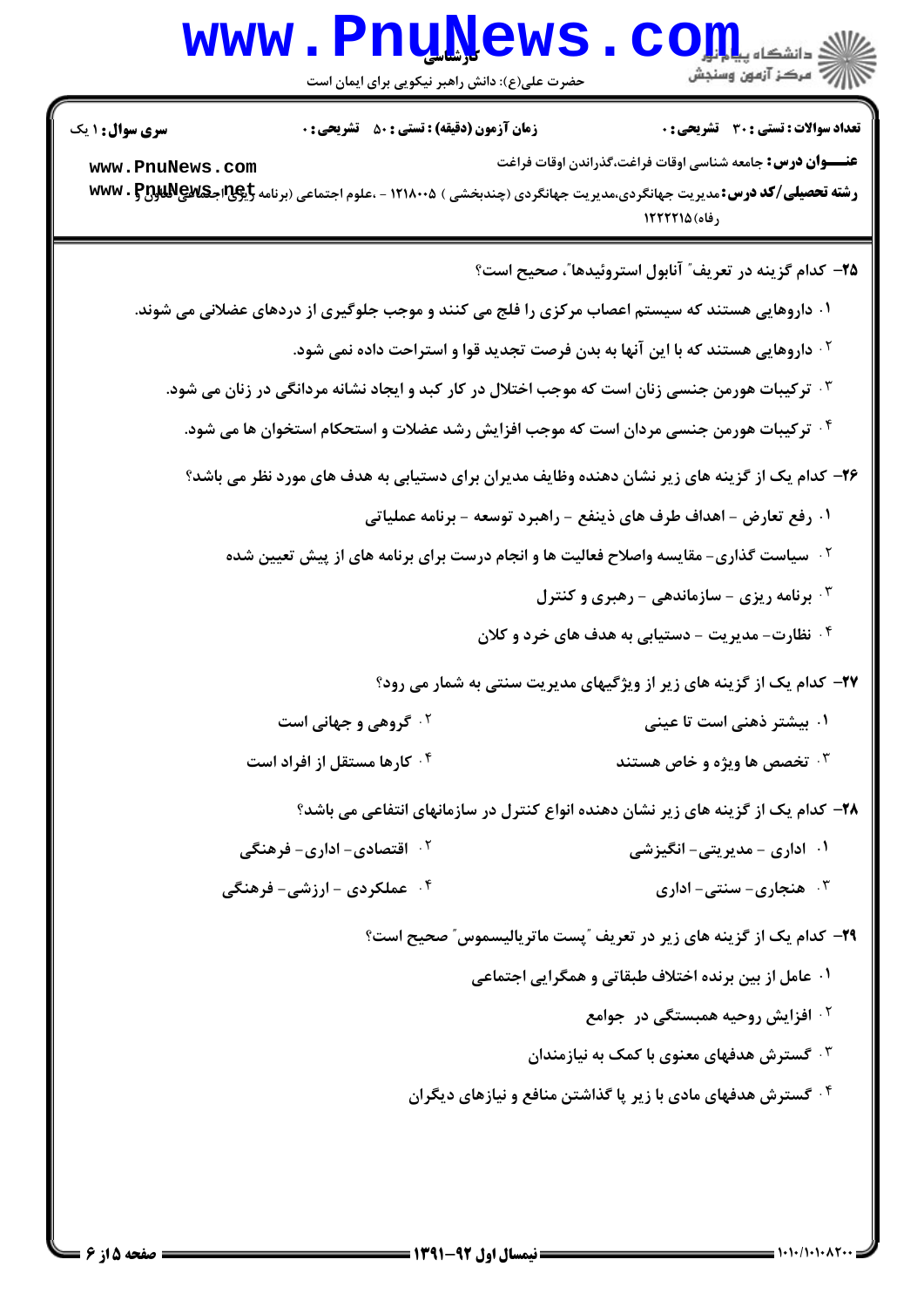**تعداد سوالات : تستی : ۳۰ تشریحی : ۰** | **زمان آزمون (دقیقه) : تستی : ۵۰ تشریحی : ۰** | **سری سوال : ۱ یک**

**عنـــوان درس:** جامعه شناسی اوقات فراغت،گذراندن اوقات فراغت

**رشته تحصیلی/کد درس:** مدیریت جهانگردی،مدیریت جهانگردی (چندبخشی ) ۱۲۱۸۰۰۵ - ،علوم اجتماعی (برنامه ریزی اجتماعی تعاون و رفاه) ۱۲۲۲۲۱۵

**۲۵- کدام گزینه در تعریف" آنابول استروئیدها"، صحیح است؟**

۱. داروهایی هستند که سیستم اعصاب مرکزی را فلج می کنند و موجب جلوگیری از دردهای عضلانی می شوند.

۲. داروهایی هستند که با این آنها به بدن فرصت تجدید قوا و استراحت داده نمی شود.

۳. ترکیبات هورمن جنسی زنان است که موجب اختلال در کار کبد و ایجاد نشانه مردانگی در زنان می شود.

۴. ترکیبات هورمن جنسی مردان است که موجب افزایش رشد عضلات و استحکام استخوان ها می شود.

**۲۶- کدام یک از گزینه های زیر نشان دهنده وظایف مدیران برای دستیابی به هدف های مورد نظر می باشد؟**

۱. رفع تعارض - اهداف طرف های ذینفع - راهبرد توسعه - برنامه عملیاتی

۲. سیاست گذاری- مقایسه واصلاح فعالیت ها و انجام درست برای برنامه های از پیش تعیین شده

۳. برنامه ریزی - سازماندهی - رهبری و کنترل

۴. نظارت- مدیریت - دستیابی به هدف های خرد و کلان

**۲۷- کدام یک از گزینه های زیر از ویژگیهای مدیریت سنتی به شمار می رود؟**

۱. بیشتر ذهنی است تا عینی

۲. گروهی و جهانی است

۳. تخصص ها ویژه و خاص هستند

۴. کارها مستقل از افراد است

**۲۸- کدام یک از گزینه های زیر نشان دهنده انواع کنترل در سازمانهای انتفاعی می باشد؟**

۱. اداری - مدیریتی- انگیزشی

۲. اقتصادی- اداری- فرهنگی

۳. هنجاری- سنتی- اداری

۴. عملکردی - ارزشی- فرهنگی

**۲۹- کدام یک از گزینه های زیر در تعریف "پست ماتریالیسموس" صحیح است؟**

۱. عامل از بین برنده اختلاف طبقاتی و همگرایی اجتماعی

۲. افزایش روحیه همبستگی در جوامع

۳. گسترش هدفهای معنوی با کمک به نیازمندان

۴. گسترش هدفهای مادی با زیر پا گذاشتن منافع و نیازهای دیگران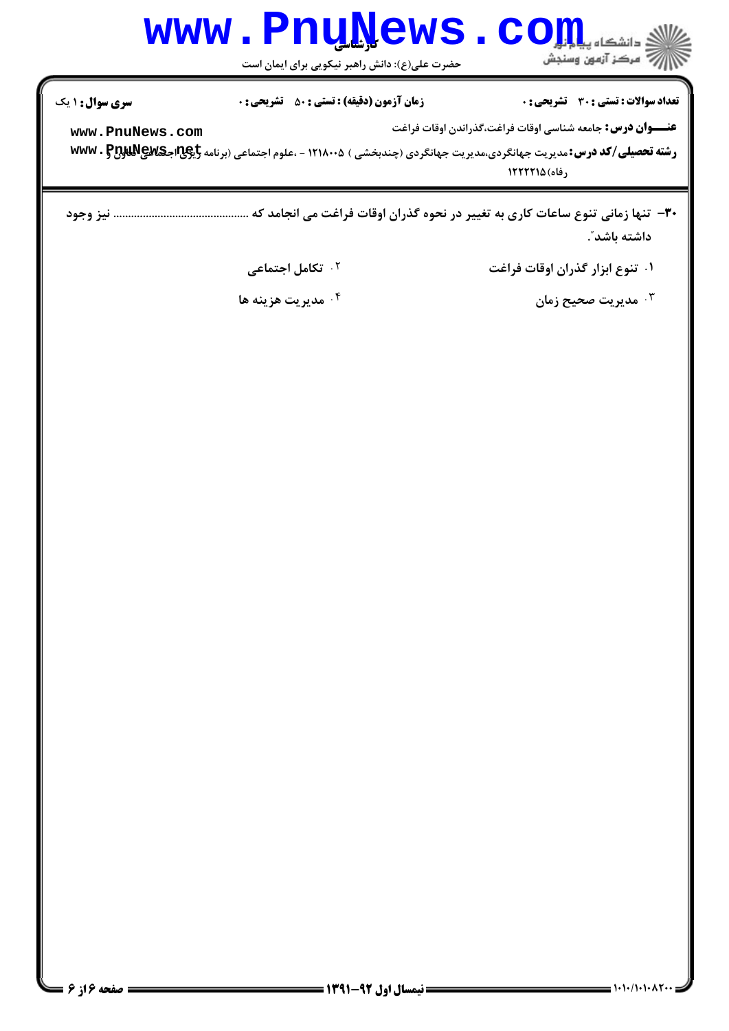**۳۰- تنها زمانی تنوع ساعات کاری به تغییر در نحوه گذران اوقات فراغت می انجامد که ............................................ نیز وجود داشته باشد".**

۱. تنوع ابزار گذران اوقات فراغت

۲. تکامل اجتماعی

۳. مدیریت صحیح زمان

۴. مدیریت هزینه ها